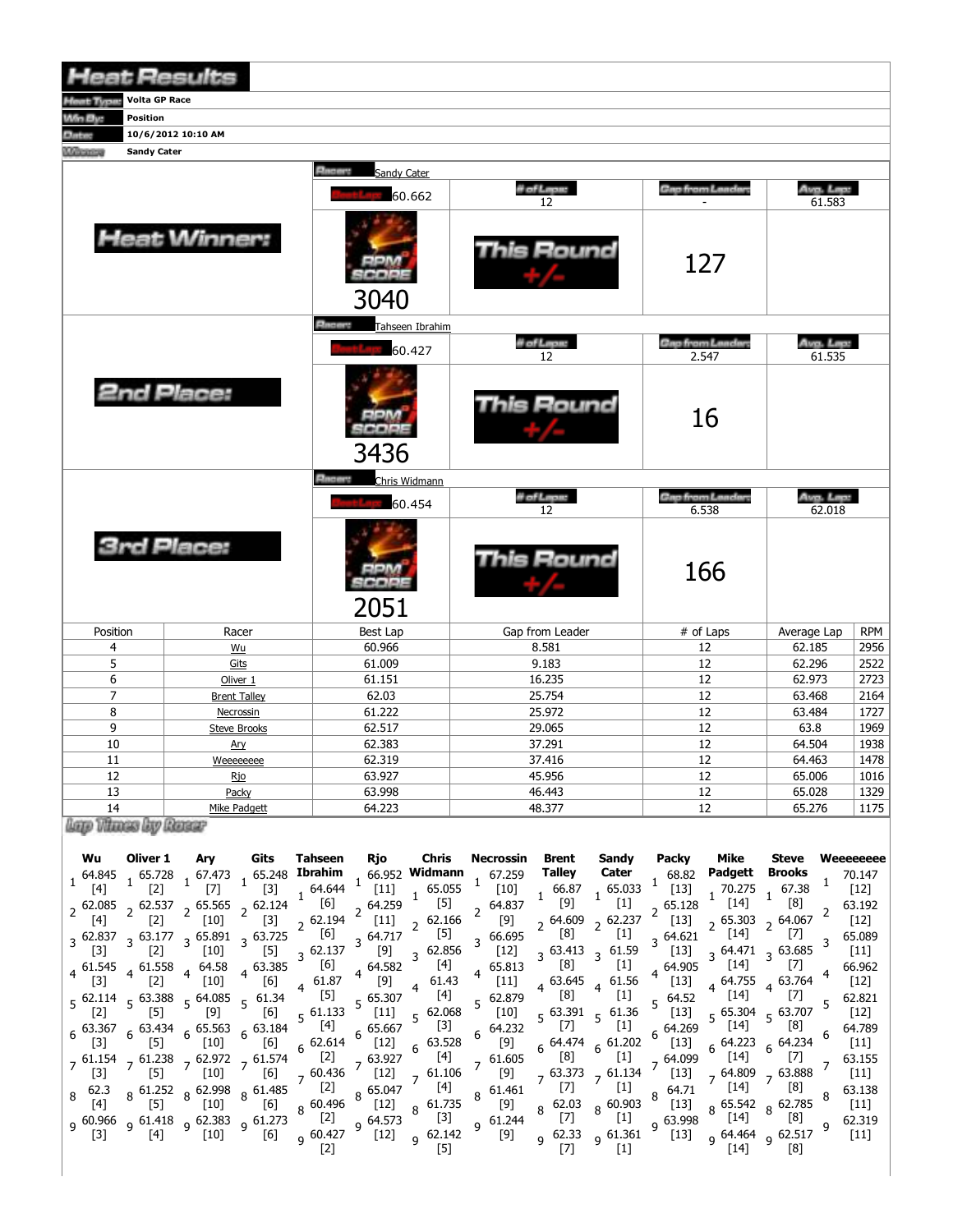# Heat Results

| | |
|---|---|
| Heat Type: | Volta GP Race |
| Win By: | Position |
| Date: | 10/6/2012 10:10 AM |
| Winner: | Sandy Cater |

## Heat Winner:

| Racer: | Sandy Cater | | |
|---|---|---|---|
| Best Lap: 60.662 | # of Laps: 12 | Gap from Leader: - | Avg. Lap: 61.583 |
| RPM SCORE 3040 | This Round +/- | 127 | |

## 2nd Place:

| Racer: | Tahseen Ibrahim | | |
|---|---|---|---|
| Best Lap: 60.427 | # of Laps: 12 | Gap from Leader: 2.547 | Avg. Lap: 61.535 |
| RPM SCORE 3436 | This Round +/- | 16 | |

## 3rd Place:

| Racer: | Chris Widmann | | |
|---|---|---|---|
| Best Lap: 60.454 | # of Laps: 12 | Gap from Leader: 6.538 | Avg. Lap: 62.018 |
| RPM SCORE 2051 | This Round +/- | 166 | |

| Position | Racer | Best Lap | Gap from Leader | # of Laps | Average Lap | RPM |
|---|---|---|---|---|---|---|
| 4 | Wu | 60.966 | 8.581 | 12 | 62.185 | 2956 |
| 5 | Gits | 61.009 | 9.183 | 12 | 62.296 | 2522 |
| 6 | Oliver 1 | 61.151 | 16.235 | 12 | 62.973 | 2723 |
| 7 | Brent Talley | 62.03 | 25.754 | 12 | 63.468 | 2164 |
| 8 | Necrossin | 61.222 | 25.972 | 12 | 63.484 | 1727 |
| 9 | Steve Brooks | 62.517 | 29.065 | 12 | 63.8 | 1969 |
| 10 | Ary | 62.383 | 37.291 | 12 | 64.504 | 1938 |
| 11 | Weeeeeeee | 62.319 | 37.416 | 12 | 64.463 | 1478 |
| 12 | Rjo | 63.927 | 45.956 | 12 | 65.006 | 1016 |
| 13 | Packy | 63.998 | 46.443 | 12 | 65.028 | 1329 |
| 14 | Mike Padgett | 64.223 | 48.377 | 12 | 65.276 | 1175 |

## Lap Times by Racer

| Lap | Wu | Oliver 1 | Ary | Gits | Tahseen Ibrahim | Rjo | Chris Widmann | Necrossin | Brent Talley | Sandy Cater | Packy | Mike Padgett | Steve Brooks | Weeeeeeee |
|---|---|---|---|---|---|---|---|---|---|---|---|---|---|---|
| 1 | 64.845 [4] | 65.728 [2] | 67.473 [7] | 65.248 [3] | 64.644 [6] | 66.952 [11] | 65.055 [5] | 67.259 [10] | 66.87 [9] | 65.033 [1] | 68.82 [13] | 70.275 [14] | 67.38 [8] | 70.147 [12] |
| 2 | 62.085 [4] | 62.537 [2] | 65.565 [10] | 62.124 [3] | 62.194 [6] | 64.259 [11] | 62.166 [5] | 64.837 [9] | 64.609 [8] | 62.237 [1] | 65.128 [13] | 65.303 [14] | 64.067 [7] | 63.192 [12] |
| 3 | 62.837 [3] | 63.177 [2] | 65.891 [10] | 63.725 [5] | 62.137 [6] | 64.717 [9] | 62.856 [4] | 66.695 [12] | 63.413 [8] | 61.59 [1] | 64.621 [13] | 64.471 [14] | 63.685 [7] | 65.089 [11] |
| 4 | 61.545 [3] | 61.558 [2] | 64.58 [10] | 63.385 [6] | 61.87 [5] | 64.582 [9] | 61.43 [4] | 65.813 [11] | 63.645 [8] | 61.56 [1] | 64.905 [13] | 64.755 [14] | 63.764 [7] | 66.962 [12] |
| 5 | 62.114 [2] | 63.388 [5] | 64.085 [9] | 61.34 [6] | 61.133 [4] | 65.307 [11] | 62.068 [3] | 62.879 [10] | 63.391 [7] | 61.36 [1] | 64.52 [13] | 65.304 [14] | 63.707 [8] | 62.821 [12] |
| 6 | 63.367 [3] | 63.434 [5] | 65.563 [10] | 63.184 [6] | 62.614 [2] | 65.667 [12] | 63.528 [4] | 64.232 [9] | 64.474 [8] | 61.202 [1] | 64.269 [13] | 64.223 [14] | 64.234 [7] | 64.789 [11] |
| 7 | 61.154 [3] | 61.238 [5] | 62.972 [10] | 61.574 [6] | 60.436 [2] | 63.927 [12] | 61.106 [4] | 61.605 [9] | 63.373 [7] | 61.134 [1] | 64.099 [13] | 64.809 [14] | 63.888 [7] | 63.155 [11] |
| 8 | 62.3 [4] | 61.252 [5] | 62.998 [10] | 61.485 [6] | 60.496 [2] | 65.047 [12] | 61.735 [3] | 61.461 [9] | 62.03 [7] | 60.903 [1] | 64.71 [13] | 65.542 [14] | 62.785 [8] | 63.138 [11] |
| 9 | 60.966 [3] | 61.418 [4] | 62.383 [10] | 61.273 [6] | 60.427 [2] | 64.573 [12] | 62.142 [5] | 61.244 [9] | 62.33 [7] | 61.361 [1] | 63.998 [13] | 64.464 [14] | 62.517 [8] | 62.319 [11] |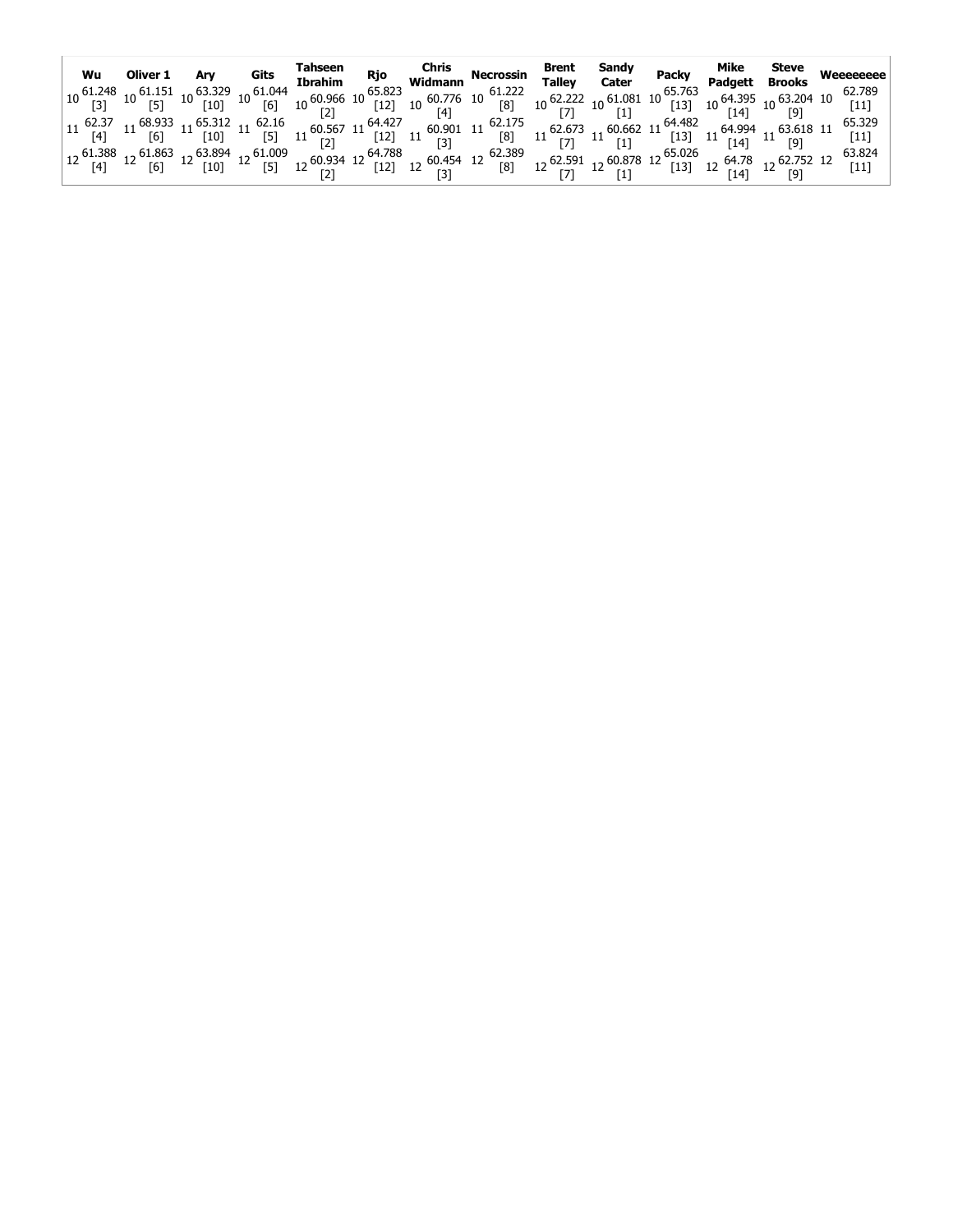| Wu | Oliver 1 | Ary | Gits | Tahseen Ibrahim | Rjo | Chris Widmann | Necrossin | Brent Talley | Sandy Cater | Packy | Mike Padgett | Steve Brooks | Weeeeeeee |
|---|---|---|---|---|---|---|---|---|---|---|---|---|---|
| 10 61.248 [3] | 10 61.151 [5] | 10 63.329 [10] | 10 61.044 [6] | 10 60.966 [2] | 10 65.823 [12] | 10 60.776 [4] | 10 61.222 [8] | 10 62.222 [7] | 10 61.081 [1] | 10 65.763 [13] | 10 64.395 [14] | 10 63.204 [9] | 10 62.789 [11] |
| 11 62.37 [4] | 11 68.933 [6] | 11 65.312 [10] | 11 62.16 [5] | 11 60.567 [2] | 11 64.427 [12] | 11 60.901 [3] | 11 62.175 [8] | 11 62.673 [7] | 11 60.662 [1] | 11 64.482 [13] | 11 64.994 [14] | 11 63.618 [9] | 11 65.329 [11] |
| 12 61.388 [4] | 12 61.863 [6] | 12 63.894 [10] | 12 61.009 [5] | 12 60.934 [2] | 12 64.788 [12] | 12 60.454 [3] | 12 62.389 [8] | 12 62.591 [7] | 12 60.878 [1] | 12 65.026 [13] | 12 64.78 [14] | 12 62.752 [9] | 12 63.824 [11] |